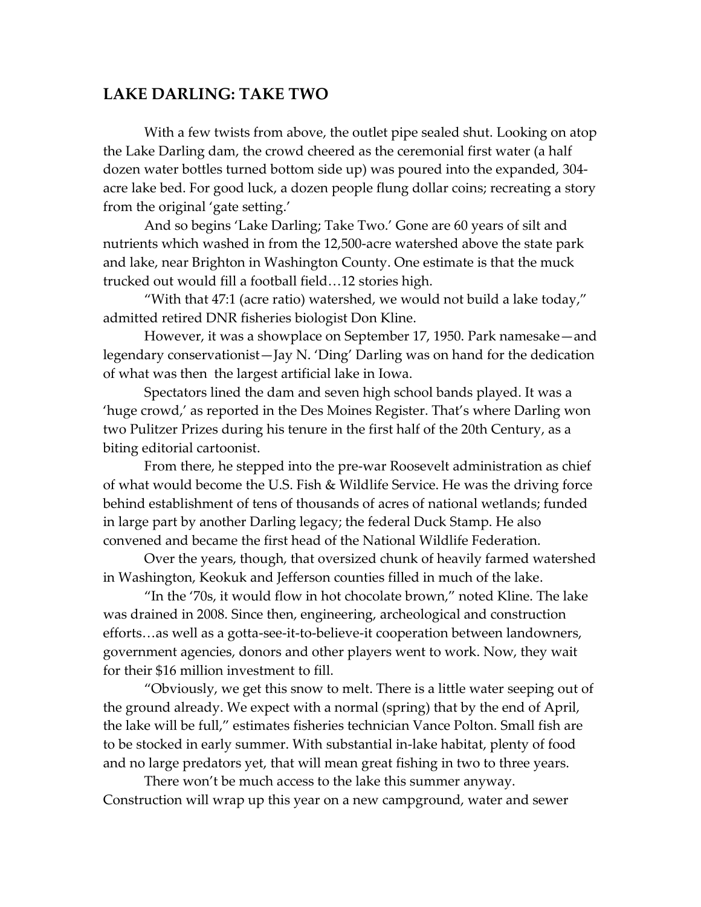## LAKE DARLING: TAKE TWO

With a few twists from above, the outlet pipe sealed shut. Looking on atop the Lake Darling dam, the crowd cheered as the ceremonial first water (a half dozen water bottles turned bottom side up) was poured into the expanded, 304-acre lake bed. For good luck, a dozen people flung dollar coins; recreating a story from the original 'gate setting.'

And so begins 'Lake Darling; Take Two.' Gone are 60 years of silt and nutrients which washed in from the 12,500-acre watershed above the state park and lake, near Brighton in Washington County. One estimate is that the muck trucked out would fill a football field…12 stories high.

"With that 47:1 (acre ratio) watershed, we would not build a lake today," admitted retired DNR fisheries biologist Don Kline.

However, it was a showplace on September 17, 1950. Park namesake—and legendary conservationist—Jay N. 'Ding' Darling was on hand for the dedication of what was then the largest artificial lake in Iowa.

Spectators lined the dam and seven high school bands played. It was a 'huge crowd,' as reported in the Des Moines Register. That's where Darling won two Pulitzer Prizes during his tenure in the first half of the 20th Century, as a biting editorial cartoonist.

From there, he stepped into the pre-war Roosevelt administration as chief of what would become the U.S. Fish & Wildlife Service. He was the driving force behind establishment of tens of thousands of acres of national wetlands; funded in large part by another Darling legacy; the federal Duck Stamp. He also convened and became the first head of the National Wildlife Federation.

Over the years, though, that oversized chunk of heavily farmed watershed in Washington, Keokuk and Jefferson counties filled in much of the lake.

"In the '70s, it would flow in hot chocolate brown," noted Kline. The lake was drained in 2008. Since then, engineering, archeological and construction efforts…as well as a gotta-see-it-to-believe-it cooperation between landowners, government agencies, donors and other players went to work. Now, they wait for their $16 million investment to fill.

"Obviously, we get this snow to melt. There is a little water seeping out of the ground already. We expect with a normal (spring) that by the end of April, the lake will be full," estimates fisheries technician Vance Polton. Small fish are to be stocked in early summer. With substantial in-lake habitat, plenty of food and no large predators yet, that will mean great fishing in two to three years.

There won't be much access to the lake this summer anyway. Construction will wrap up this year on a new campground, water and sewer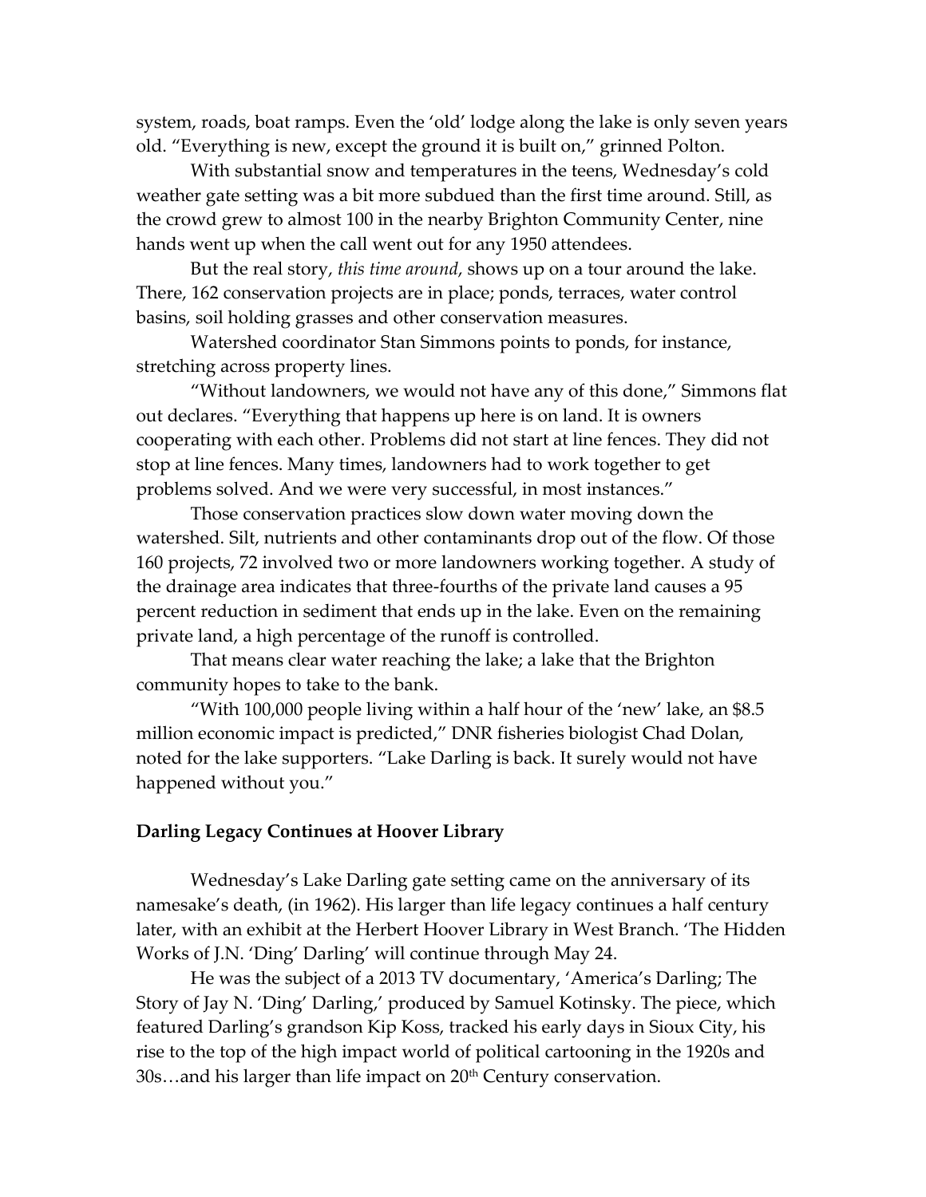system, roads, boat ramps. Even the 'old' lodge along the lake is only seven years old. "Everything is new, except the ground it is built on," grinned Polton.

With substantial snow and temperatures in the teens, Wednesday's cold weather gate setting was a bit more subdued than the first time around. Still, as the crowd grew to almost 100 in the nearby Brighton Community Center, nine hands went up when the call went out for any 1950 attendees.

But the real story, *this time around*, shows up on a tour around the lake. There, 162 conservation projects are in place; ponds, terraces, water control basins, soil holding grasses and other conservation measures.

Watershed coordinator Stan Simmons points to ponds, for instance, stretching across property lines.

"Without landowners, we would not have any of this done," Simmons flat out declares. "Everything that happens up here is on land. It is owners cooperating with each other. Problems did not start at line fences. They did not stop at line fences. Many times, landowners had to work together to get problems solved. And we were very successful, in most instances."

Those conservation practices slow down water moving down the watershed. Silt, nutrients and other contaminants drop out of the flow. Of those 160 projects, 72 involved two or more landowners working together. A study of the drainage area indicates that three-fourths of the private land causes a 95 percent reduction in sediment that ends up in the lake. Even on the remaining private land, a high percentage of the runoff is controlled.

That means clear water reaching the lake; a lake that the Brighton community hopes to take to the bank.

"With 100,000 people living within a half hour of the 'new' lake, an $8.5 million economic impact is predicted," DNR fisheries biologist Chad Dolan, noted for the lake supporters. "Lake Darling is back. It surely would not have happened without you."

**Darling Legacy Continues at Hoover Library**

Wednesday's Lake Darling gate setting came on the anniversary of its namesake's death, (in 1962). His larger than life legacy continues a half century later, with an exhibit at the Herbert Hoover Library in West Branch. 'The Hidden Works of J.N. 'Ding' Darling' will continue through May 24.

He was the subject of a 2013 TV documentary, 'America's Darling; The Story of Jay N. 'Ding' Darling,' produced by Samuel Kotinsky. The piece, which featured Darling's grandson Kip Koss, tracked his early days in Sioux City, his rise to the top of the high impact world of political cartooning in the 1920s and 30s…and his larger than life impact on 20th Century conservation.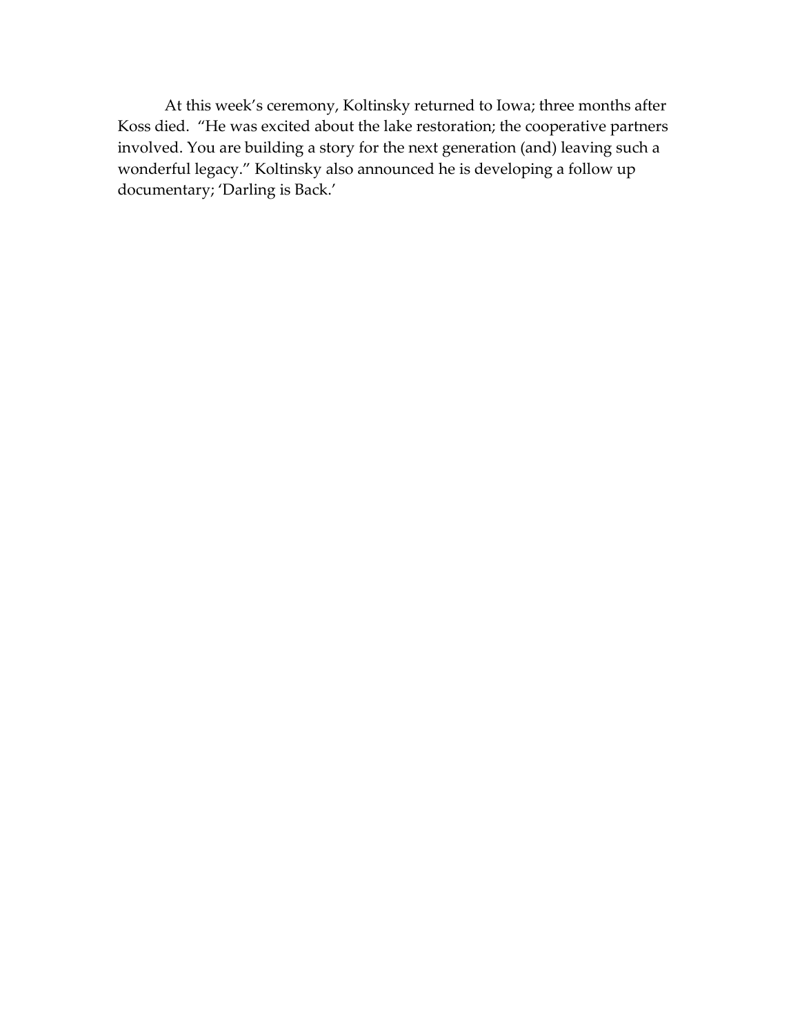At this week's ceremony, Koltinsky returned to Iowa; three months after Koss died. "He was excited about the lake restoration; the cooperative partners involved. You are building a story for the next generation (and) leaving such a wonderful legacy." Koltinsky also announced he is developing a follow up documentary; 'Darling is Back.'